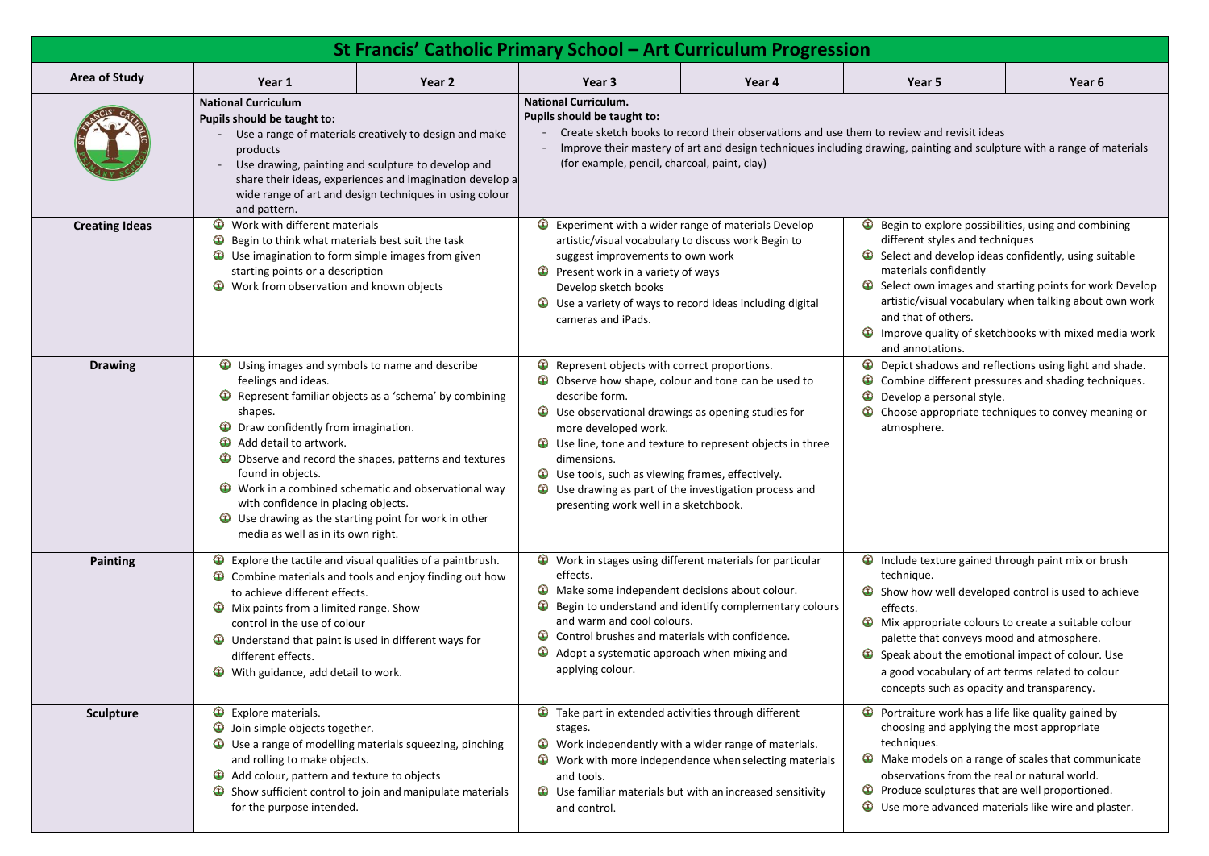# St Francis' Catholic Primary School – Art Curriculum Progression

| Area of Study | Year 1 | Year 2 | Year 3 | Year 4 | Year 5 | Year 6 |
|---|---|---|---|---|---|---|
| | **National Curriculum** **Pupils should be taught to:** - Use a range of materials creatively to design and make products - Use drawing, painting and sculpture to develop and share their ideas, experiences and imagination develop a wide range of art and design techniques in using colour and pattern. | | **National Curriculum.** **Pupils should be taught to:** - Create sketch books to record their observations and use them to review and revisit ideas - Improve their mastery of art and design techniques including drawing, painting and sculpture with a range of materials (for example, pencil, charcoal, paint, clay) | | | |
| **Creating Ideas** | • Work with different materials<br>• Begin to think what materials best suit the task<br>• Use imagination to form simple images from given starting points or a description<br>• Work from observation and known objects | | • Experiment with a wider range of materials Develop artistic/visual vocabulary to discuss work Begin to suggest improvements to own work<br>• Present work in a variety of ways Develop sketch books<br>• Use a variety of ways to record ideas including digital cameras and iPads. | | • Begin to explore possibilities, using and combining different styles and techniques<br>• Select and develop ideas confidently, using suitable materials confidently<br>• Select own images and starting points for work Develop artistic/visual vocabulary when talking about own work and that of others.<br>• Improve quality of sketchbooks with mixed media work and annotations. | |
| **Drawing** | • Using images and symbols to name and describe feelings and ideas.<br>• Represent familiar objects as a 'schema' by combining shapes.<br>• Draw confidently from imagination.<br>• Add detail to artwork.<br>• Observe and record the shapes, patterns and textures found in objects.<br>• Work in a combined schematic and observational way with confidence in placing objects.<br>• Use drawing as the starting point for work in other media as well as in its own right. | | • Represent objects with correct proportions.<br>• Observe how shape, colour and tone can be used to describe form.<br>• Use observational drawings as opening studies for more developed work.<br>• Use line, tone and texture to represent objects in three dimensions.<br>• Use tools, such as viewing frames, effectively.<br>• Use drawing as part of the investigation process and presenting work well in a sketchbook. | | • Depict shadows and reflections using light and shade.<br>• Combine different pressures and shading techniques.<br>• Develop a personal style.<br>• Choose appropriate techniques to convey meaning or atmosphere. | |
| **Painting** | • Explore the tactile and visual qualities of a paintbrush.<br>• Combine materials and tools and enjoy finding out how to achieve different effects.<br>• Mix paints from a limited range. Show control in the use of colour<br>• Understand that paint is used in different ways for different effects.<br>• With guidance, add detail to work. | | • Work in stages using different materials for particular effects.<br>• Make some independent decisions about colour.<br>• Begin to understand and identify complementary colours and warm and cool colours.<br>• Control brushes and materials with confidence.<br>• Adopt a systematic approach when mixing and applying colour. | | • Include texture gained through paint mix or brush technique.<br>• Show how well developed control is used to achieve effects.<br>• Mix appropriate colours to create a suitable colour palette that conveys mood and atmosphere.<br>• Speak about the emotional impact of colour. Use a good vocabulary of art terms related to colour concepts such as opacity and transparency. | |
| **Sculpture** | • Explore materials.<br>• Join simple objects together.<br>• Use a range of modelling materials squeezing, pinching and rolling to make objects.<br>• Add colour, pattern and texture to objects<br>• Show sufficient control to join and manipulate materials for the purpose intended. | | • Take part in extended activities through different stages.<br>• Work independently with a wider range of materials.<br>• Work with more independence when selecting materials and tools.<br>• Use familiar materials but with an increased sensitivity and control. | | • Portraiture work has a life like quality gained by choosing and applying the most appropriate techniques.<br>• Make models on a range of scales that communicate observations from the real or natural world.<br>• Produce sculptures that are well proportioned.<br>• Use more advanced materials like wire and plaster. | |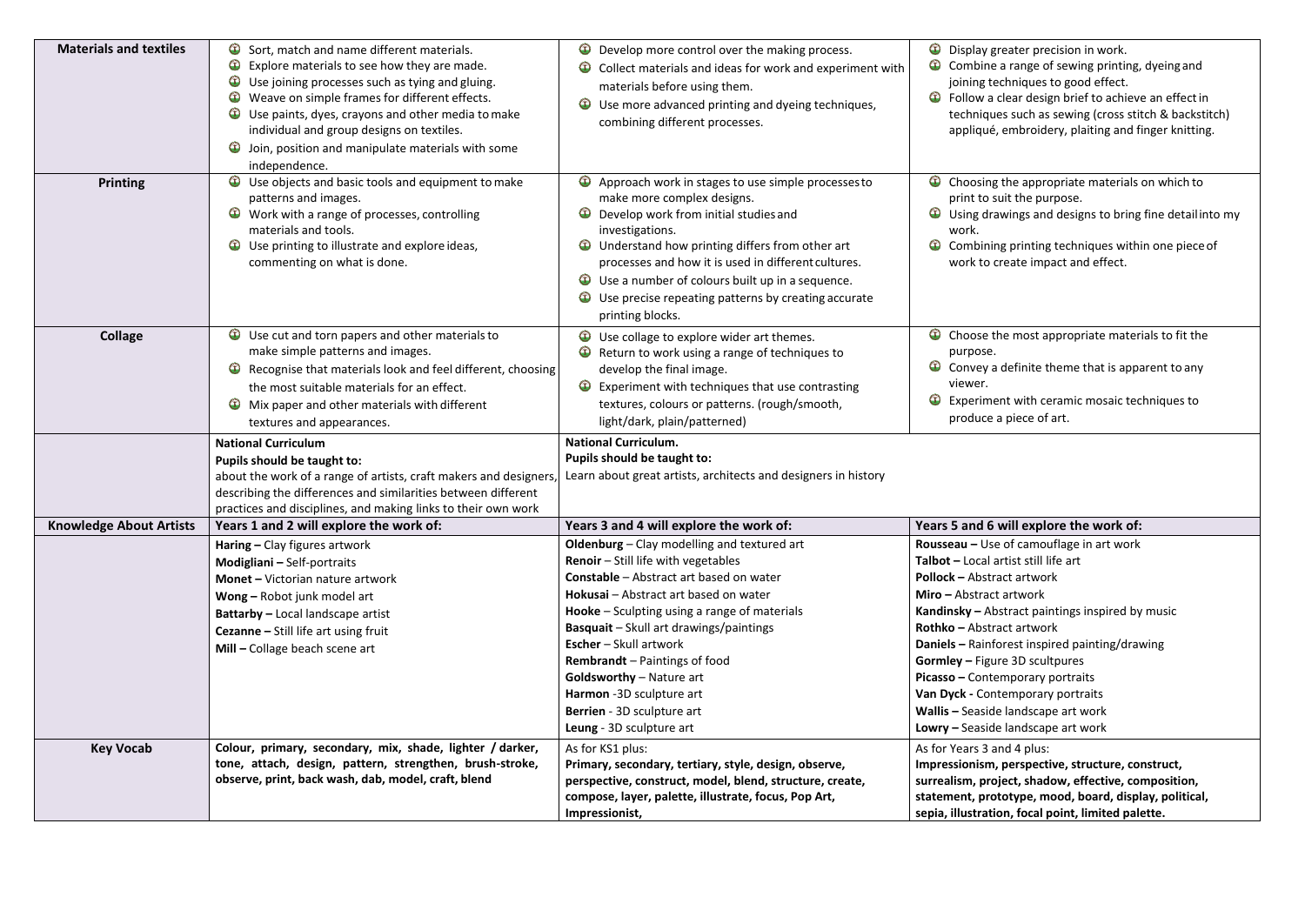| | | | |
|---|---|---|---|
| **Materials and textiles** | • Sort, match and name different materials.<br>• Explore materials to see how they are made.<br>• Use joining processes such as tying and gluing.<br>• Weave on simple frames for different effects.<br>• Use paints, dyes, crayons and other media to make individual and group designs on textiles.<br>• Join, position and manipulate materials with some independence. | • Develop more control over the making process.<br>• Collect materials and ideas for work and experiment with materials before using them.<br>• Use more advanced printing and dyeing techniques, combining different processes. | • Display greater precision in work.<br>• Combine a range of sewing printing, dyeing and joining techniques to good effect.<br>• Follow a clear design brief to achieve an effect in techniques such as sewing (cross stitch & backstitch) appliqué, embroidery, plaiting and finger knitting. |
| **Printing** | • Use objects and basic tools and equipment to make patterns and images.<br>• Work with a range of processes, controlling materials and tools.<br>• Use printing to illustrate and explore ideas, commenting on what is done. | • Approach work in stages to use simple processes to make more complex designs.<br>• Develop work from initial studies and investigations.<br>• Understand how printing differs from other art processes and how it is used in different cultures.<br>• Use a number of colours built up in a sequence.<br>• Use precise repeating patterns by creating accurate printing blocks. | • Choosing the appropriate materials on which to print to suit the purpose.<br>• Using drawings and designs to bring fine detail into my work.<br>• Combining printing techniques within one piece of work to create impact and effect. |
| **Collage** | • Use cut and torn papers and other materials to make simple patterns and images.<br>• Recognise that materials look and feel different, choosing the most suitable materials for an effect.<br>• Mix paper and other materials with different textures and appearances. | • Use collage to explore wider art themes.<br>• Return to work using a range of techniques to develop the final image.<br>• Experiment with techniques that use contrasting textures, colours or patterns. (rough/smooth, light/dark, plain/patterned) | • Choose the most appropriate materials to fit the purpose.<br>• Convey a definite theme that is apparent to any viewer.<br>• Experiment with ceramic mosaic techniques to produce a piece of art. |
| | **National Curriculum**<br>**Pupils should be taught to:**<br>about the work of a range of artists, craft makers and designers, describing the differences and similarities between different practices and disciplines, and making links to their own work | **National Curriculum.**<br>**Pupils should be taught to:**<br>Learn about great artists, architects and designers in history | |
| **Knowledge About Artists** | **Years 1 and 2 will explore the work of:** | **Years 3 and 4 will explore the work of:** | **Years 5 and 6 will explore the work of:** |
| | **Haring –** Clay figures artwork<br>**Modigliani –** Self-portraits<br>**Monet –** Victorian nature artwork<br>**Wong –** Robot junk model art<br>**Battarby –** Local landscape artist<br>**Cezanne –** Still life art using fruit<br>**Mill –** Collage beach scene art | **Oldenburg** – Clay modelling and textured art<br>**Renoir** – Still life with vegetables<br>**Constable** – Abstract art based on water<br>**Hokusai** – Abstract art based on water<br>**Hooke** – Sculpting using a range of materials<br>**Basquait** – Skull art drawings/paintings<br>**Escher** – Skull artwork<br>**Rembrandt** – Paintings of food<br>**Goldsworthy** – Nature art<br>**Harmon** -3D sculpture art<br>**Berrien** - 3D sculpture art<br>**Leung** - 3D sculpture art | **Rousseau –** Use of camouflage in art work<br>**Talbot –** Local artist still life art<br>**Pollock –** Abstract artwork<br>**Miro –** Abstract artwork<br>**Kandinsky –** Abstract paintings inspired by music<br>**Rothko –** Abstract artwork<br>**Daniels –** Rainforest inspired painting/drawing<br>**Gormley –** Figure 3D sculptures<br>**Picasso –** Contemporary portraits<br>**Van Dyck -** Contemporary portraits<br>**Wallis –** Seaside landscape art work<br>**Lowry –** Seaside landscape art work |
| **Key Vocab** | **Colour, primary, secondary, mix, shade, lighter / darker, tone, attach, design, pattern, strengthen, brush-stroke, observe, print, back wash, dab, model, craft, blend** | As for KS1 plus:<br>**Primary, secondary, tertiary, style, design, observe, perspective, construct, model, blend, structure, create, compose, layer, palette, illustrate, focus, Pop Art, Impressionist,** | As for Years 3 and 4 plus:<br>**Impressionism, perspective, structure, construct, surrealism, project, shadow, effective, composition, statement, prototype, mood, board, display, political, sepia, illustration, focal point, limited palette.** |